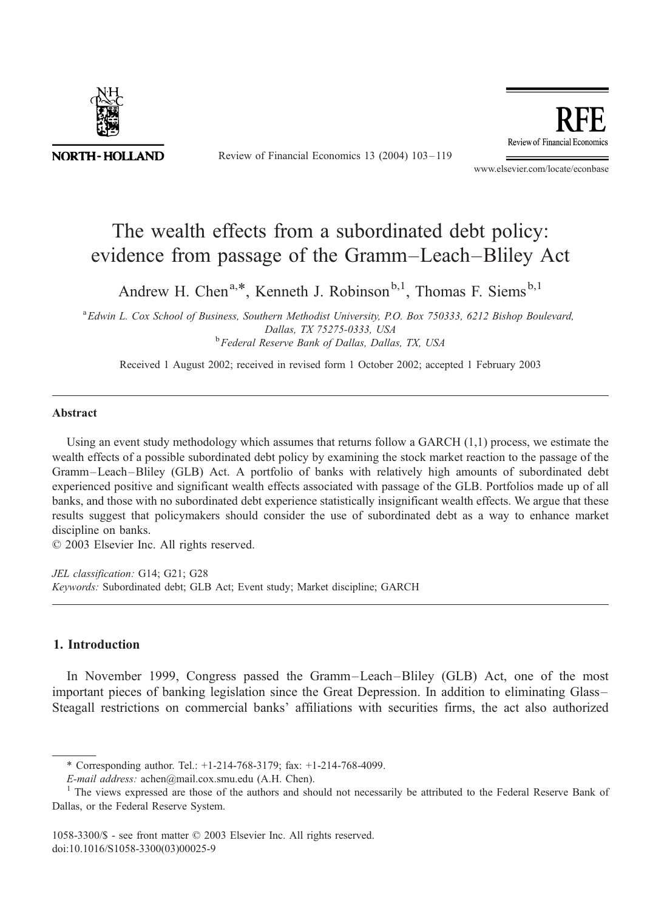# The wealth effects from a subordinated debt policy: evidence from passage of the Gramm–Leach–Bliley Act

Andrew H. Chen[a,*], Kenneth J. Robinson[b,1], Thomas F. Siems[b,1]

[a] Edwin L. Cox School of Business, Southern Methodist University, P.O. Box 750333, 6212 Bishop Boulevard, Dallas, TX 75275-0333, USA

[b] Federal Reserve Bank of Dallas, Dallas, TX, USA

Received 1 August 2002; received in revised form 1 October 2002; accepted 1 February 2003

## Abstract

Using an event study methodology which assumes that returns follow a GARCH (1,1) process, we estimate the wealth effects of a possible subordinated debt policy by examining the stock market reaction to the passage of the Gramm–Leach–Bliley (GLB) Act. A portfolio of banks with relatively high amounts of subordinated debt experienced positive and significant wealth effects associated with passage of the GLB. Portfolios made up of all banks, and those with no subordinated debt experience statistically insignificant wealth effects. We argue that these results suggest that policymakers should consider the use of subordinated debt as a way to enhance market discipline on banks.

© 2003 Elsevier Inc. All rights reserved.

*JEL classification:* G14; G21; G28

*Keywords:* Subordinated debt; GLB Act; Event study; Market discipline; GARCH

## 1. Introduction

In November 1999, Congress passed the Gramm–Leach–Bliley (GLB) Act, one of the most important pieces of banking legislation since the Great Depression. In addition to eliminating Glass–Steagall restrictions on commercial banks' affiliations with securities firms, the act also authorized

---

\* Corresponding author. Tel.: +1-214-768-3179; fax: +1-214-768-4099.

*E-mail address:* achen@mail.cox.smu.edu (A.H. Chen).

[1] The views expressed are those of the authors and should not necessarily be attributed to the Federal Reserve Bank of Dallas, or the Federal Reserve System.

1058-3300/$ - see front matter © 2003 Elsevier Inc. All rights reserved.
doi:10.1016/S1058-3300(03)00025-9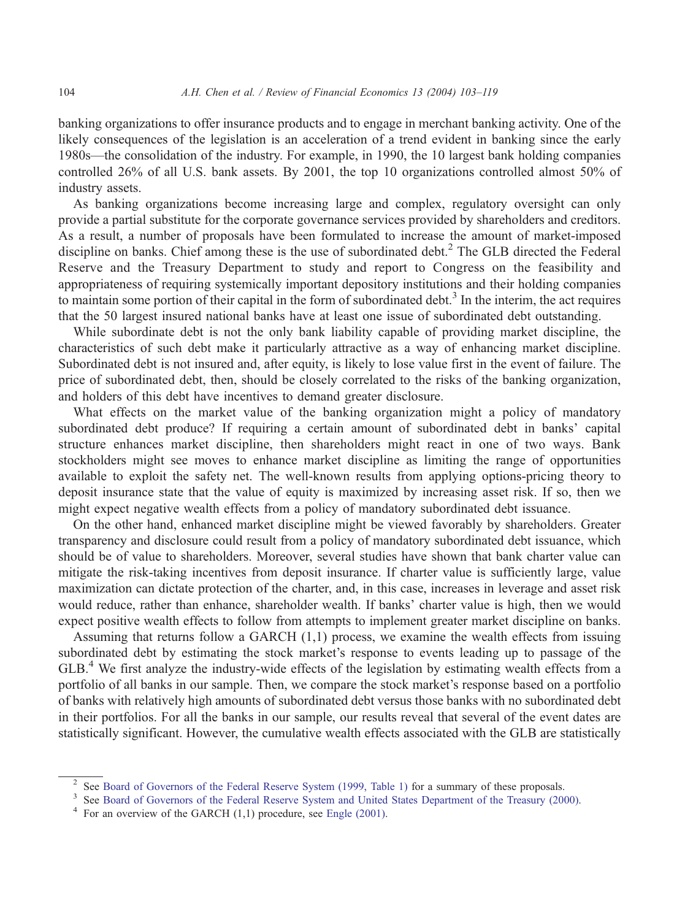banking organizations to offer insurance products and to engage in merchant banking activity. One of the likely consequences of the legislation is an acceleration of a trend evident in banking since the early 1980s—the consolidation of the industry. For example, in 1990, the 10 largest bank holding companies controlled 26% of all U.S. bank assets. By 2001, the top 10 organizations controlled almost 50% of industry assets.

As banking organizations become increasing large and complex, regulatory oversight can only provide a partial substitute for the corporate governance services provided by shareholders and creditors. As a result, a number of proposals have been formulated to increase the amount of market-imposed discipline on banks. Chief among these is the use of subordinated debt.[2] The GLB directed the Federal Reserve and the Treasury Department to study and report to Congress on the feasibility and appropriateness of requiring systemically important depository institutions and their holding companies to maintain some portion of their capital in the form of subordinated debt.[3] In the interim, the act requires that the 50 largest insured national banks have at least one issue of subordinated debt outstanding.

While subordinate debt is not the only bank liability capable of providing market discipline, the characteristics of such debt make it particularly attractive as a way of enhancing market discipline. Subordinated debt is not insured and, after equity, is likely to lose value first in the event of failure. The price of subordinated debt, then, should be closely correlated to the risks of the banking organization, and holders of this debt have incentives to demand greater disclosure.

What effects on the market value of the banking organization might a policy of mandatory subordinated debt produce? If requiring a certain amount of subordinated debt in banks' capital structure enhances market discipline, then shareholders might react in one of two ways. Bank stockholders might see moves to enhance market discipline as limiting the range of opportunities available to exploit the safety net. The well-known results from applying options-pricing theory to deposit insurance state that the value of equity is maximized by increasing asset risk. If so, then we might expect negative wealth effects from a policy of mandatory subordinated debt issuance.

On the other hand, enhanced market discipline might be viewed favorably by shareholders. Greater transparency and disclosure could result from a policy of mandatory subordinated debt issuance, which should be of value to shareholders. Moreover, several studies have shown that bank charter value can mitigate the risk-taking incentives from deposit insurance. If charter value is sufficiently large, value maximization can dictate protection of the charter, and, in this case, increases in leverage and asset risk would reduce, rather than enhance, shareholder wealth. If banks' charter value is high, then we would expect positive wealth effects to follow from attempts to implement greater market discipline on banks.

Assuming that returns follow a GARCH (1,1) process, we examine the wealth effects from issuing subordinated debt by estimating the stock market's response to events leading up to passage of the GLB.[4] We first analyze the industry-wide effects of the legislation by estimating wealth effects from a portfolio of all banks in our sample. Then, we compare the stock market's response based on a portfolio of banks with relatively high amounts of subordinated debt versus those banks with no subordinated debt in their portfolios. For all the banks in our sample, our results reveal that several of the event dates are statistically significant. However, the cumulative wealth effects associated with the GLB are statistically

[2] See Board of Governors of the Federal Reserve System (1999, Table 1) for a summary of these proposals.

[3] See Board of Governors of the Federal Reserve System and United States Department of the Treasury (2000).

[4] For an overview of the GARCH (1,1) procedure, see Engle (2001).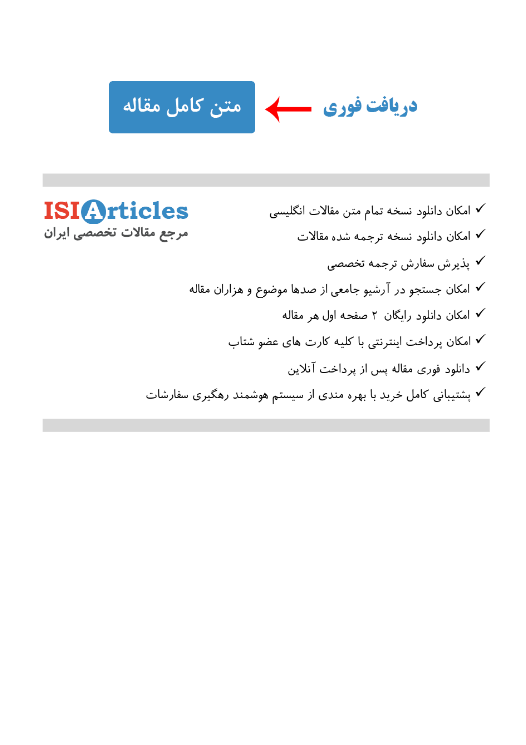دریافت فوری ← متن کامل مقاله

ISIArticles
مرجع مقالات تخصصی ایران

- ✓ امکان دانلود نسخه تمام متن مقالات انگلیسی
- ✓ امکان دانلود نسخه ترجمه شده مقالات
- ✓ پذیرش سفارش ترجمه تخصصی
- ✓ امکان جستجو در آرشیو جامعی از صدها موضوع و هزاران مقاله
- ✓ امکان دانلود رایگان ۲ صفحه اول هر مقاله
- ✓ امکان پرداخت اینترنتی با کلیه کارت های عضو شتاب
- ✓ دانلود فوری مقاله پس از پرداخت آنلاین
- ✓ پشتیبانی کامل خرید با بهره مندی از سیستم هوشمند رهگیری سفارشات